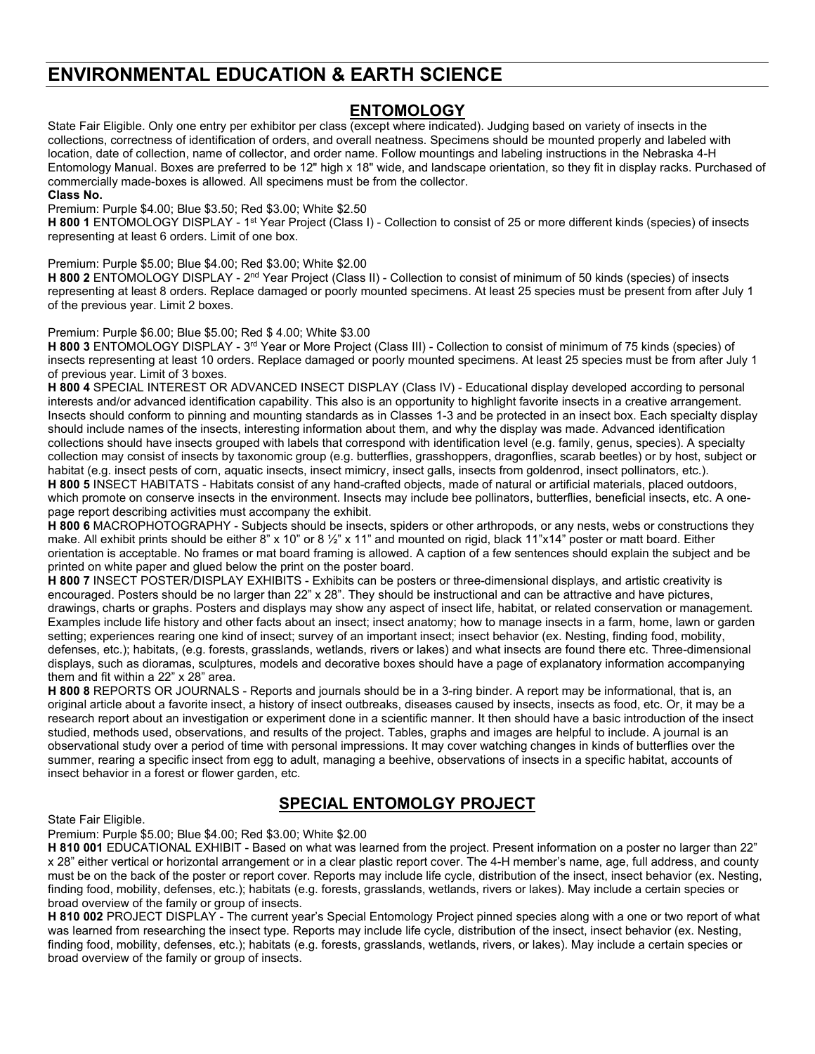# ENVIRONMENTAL EDUCATION & EARTH SCIENCE

## ENTOMOLOGY

State Fair Eligible. Only one entry per exhibitor per class (except where indicated). Judging based on variety of insects in the collections, correctness of identification of orders, and overall neatness. Specimens should be mounted properly and labeled with location, date of collection, name of collector, and order name. Follow mountings and labeling instructions in the Nebraska 4-H Entomology Manual. Boxes are preferred to be 12" high x 18" wide, and landscape orientation, so they fit in display racks. Purchased of commercially made-boxes is allowed. All specimens must be from the collector.

**Class No.**

Premium: Purple $4.00; Blue $3.50; Red $3.00; White $2.50

**H 800 1** ENTOMOLOGY DISPLAY - 1st Year Project (Class I) - Collection to consist of 25 or more different kinds (species) of insects representing at least 6 orders. Limit of one box.

Premium: Purple $5.00; Blue $4.00; Red $3.00; White $2.00

**H 800 2** ENTOMOLOGY DISPLAY - 2nd Year Project (Class II) - Collection to consist of minimum of 50 kinds (species) of insects representing at least 8 orders. Replace damaged or poorly mounted specimens. At least 25 species must be present from after July 1 of the previous year. Limit 2 boxes.

Premium: Purple $6.00; Blue $5.00; Red $ 4.00; White $3.00

**H 800 3** ENTOMOLOGY DISPLAY - 3rd Year or More Project (Class III) - Collection to consist of minimum of 75 kinds (species) of insects representing at least 10 orders. Replace damaged or poorly mounted specimens. At least 25 species must be from after July 1 of previous year. Limit of 3 boxes.

**H 800 4** SPECIAL INTEREST OR ADVANCED INSECT DISPLAY (Class IV) - Educational display developed according to personal interests and/or advanced identification capability. This also is an opportunity to highlight favorite insects in a creative arrangement. Insects should conform to pinning and mounting standards as in Classes 1-3 and be protected in an insect box. Each specialty display should include names of the insects, interesting information about them, and why the display was made. Advanced identification collections should have insects grouped with labels that correspond with identification level (e.g. family, genus, species). A specialty collection may consist of insects by taxonomic group (e.g. butterflies, grasshoppers, dragonflies, scarab beetles) or by host, subject or habitat (e.g. insect pests of corn, aquatic insects, insect mimicry, insect galls, insects from goldenrod, insect pollinators, etc.).

**H 800 5** INSECT HABITATS - Habitats consist of any hand-crafted objects, made of natural or artificial materials, placed outdoors, which promote on conserve insects in the environment. Insects may include bee pollinators, butterflies, beneficial insects, etc. A one-page report describing activities must accompany the exhibit.

**H 800 6** MACROPHOTOGRAPHY - Subjects should be insects, spiders or other arthropods, or any nests, webs or constructions they make. All exhibit prints should be either 8" x 10" or 8 ½" x 11" and mounted on rigid, black 11"x14" poster or matt board. Either orientation is acceptable. No frames or mat board framing is allowed. A caption of a few sentences should explain the subject and be printed on white paper and glued below the print on the poster board.

**H 800 7** INSECT POSTER/DISPLAY EXHIBITS - Exhibits can be posters or three-dimensional displays, and artistic creativity is encouraged. Posters should be no larger than 22" x 28". They should be instructional and can be attractive and have pictures, drawings, charts or graphs. Posters and displays may show any aspect of insect life, habitat, or related conservation or management. Examples include life history and other facts about an insect; insect anatomy; how to manage insects in a farm, home, lawn or garden setting; experiences rearing one kind of insect; survey of an important insect; insect behavior (ex. Nesting, finding food, mobility, defenses, etc.); habitats, (e.g. forests, grasslands, wetlands, rivers or lakes) and what insects are found there etc. Three-dimensional displays, such as dioramas, sculptures, models and decorative boxes should have a page of explanatory information accompanying them and fit within a 22" x 28" area.

**H 800 8** REPORTS OR JOURNALS - Reports and journals should be in a 3-ring binder. A report may be informational, that is, an original article about a favorite insect, a history of insect outbreaks, diseases caused by insects, insects as food, etc. Or, it may be a research report about an investigation or experiment done in a scientific manner. It then should have a basic introduction of the insect studied, methods used, observations, and results of the project. Tables, graphs and images are helpful to include. A journal is an observational study over a period of time with personal impressions. It may cover watching changes in kinds of butterflies over the summer, rearing a specific insect from egg to adult, managing a beehive, observations of insects in a specific habitat, accounts of insect behavior in a forest or flower garden, etc.

## SPECIAL ENTOMOLGY PROJECT

State Fair Eligible.

Premium: Purple $5.00; Blue $4.00; Red $3.00; White $2.00

**H 810 001** EDUCATIONAL EXHIBIT - Based on what was learned from the project. Present information on a poster no larger than 22" x 28" either vertical or horizontal arrangement or in a clear plastic report cover. The 4-H member's name, age, full address, and county must be on the back of the poster or report cover. Reports may include life cycle, distribution of the insect, insect behavior (ex. Nesting, finding food, mobility, defenses, etc.); habitats (e.g. forests, grasslands, wetlands, rivers or lakes). May include a certain species or broad overview of the family or group of insects.

**H 810 002** PROJECT DISPLAY - The current year's Special Entomology Project pinned species along with a one or two report of what was learned from researching the insect type. Reports may include life cycle, distribution of the insect, insect behavior (ex. Nesting, finding food, mobility, defenses, etc.); habitats (e.g. forests, grasslands, wetlands, rivers, or lakes). May include a certain species or broad overview of the family or group of insects.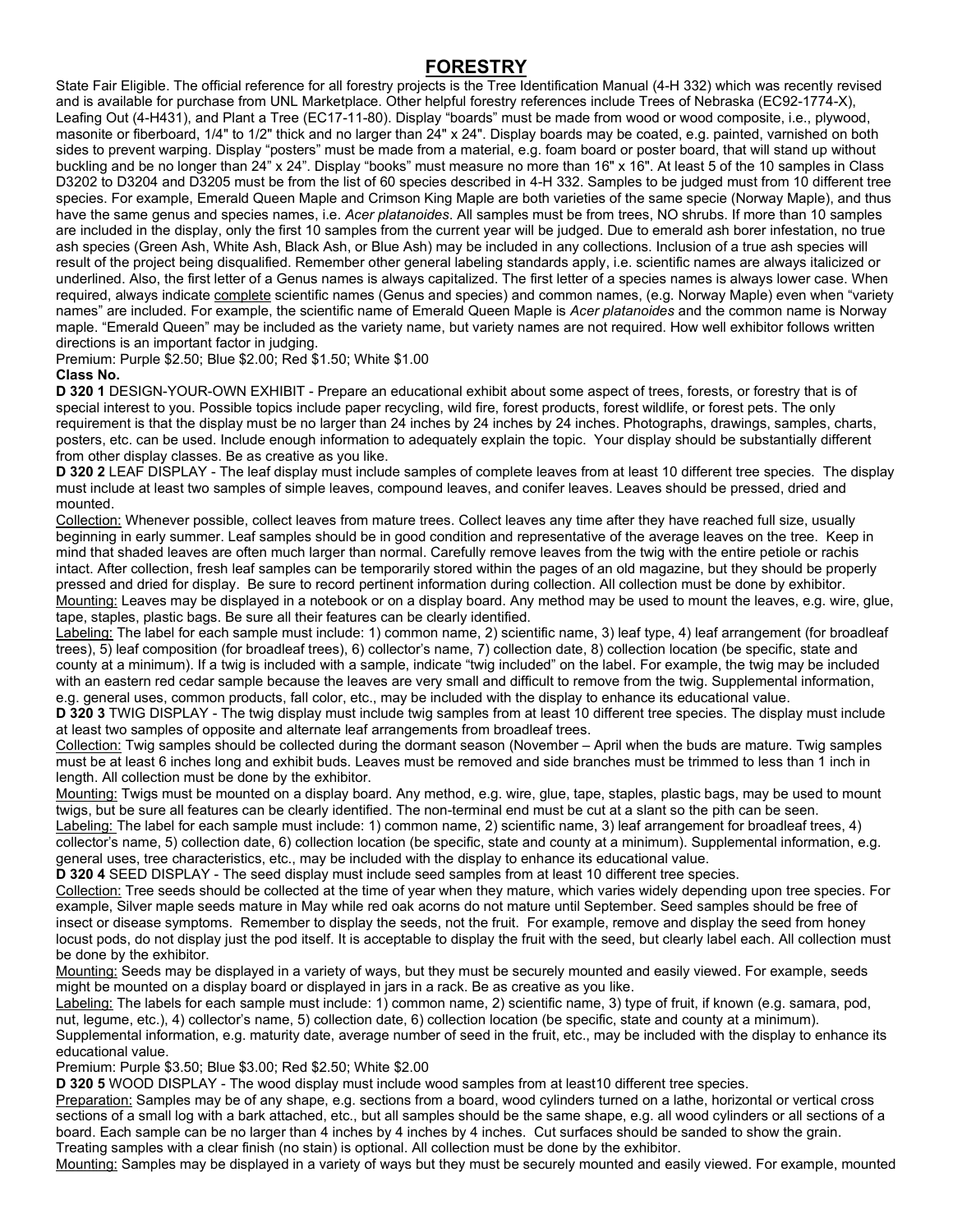# FORESTRY

State Fair Eligible. The official reference for all forestry projects is the Tree Identification Manual (4-H 332) which was recently revised and is available for purchase from UNL Marketplace. Other helpful forestry references include Trees of Nebraska (EC92-1774-X), Leafing Out (4-H431), and Plant a Tree (EC17-11-80). Display "boards" must be made from wood or wood composite, i.e., plywood, masonite or fiberboard, 1/4" to 1/2" thick and no larger than 24" x 24". Display boards may be coated, e.g. painted, varnished on both sides to prevent warping. Display "posters" must be made from a material, e.g. foam board or poster board, that will stand up without buckling and be no longer than 24" x 24". Display "books" must measure no more than 16" x 16". At least 5 of the 10 samples in Class D3202 to D3204 and D3205 must be from the list of 60 species described in 4-H 332. Samples to be judged must from 10 different tree species. For example, Emerald Queen Maple and Crimson King Maple are both varieties of the same specie (Norway Maple), and thus have the same genus and species names, i.e. *Acer platanoides*. All samples must be from trees, NO shrubs. If more than 10 samples are included in the display, only the first 10 samples from the current year will be judged. Due to emerald ash borer infestation, no true ash species (Green Ash, White Ash, Black Ash, or Blue Ash) may be included in any collections. Inclusion of a true ash species will result of the project being disqualified. Remember other general labeling standards apply, i.e. scientific names are always italicized or underlined. Also, the first letter of a Genus names is always capitalized. The first letter of a species names is always lower case. When required, always indicate complete scientific names (Genus and species) and common names, (e.g. Norway Maple) even when "variety names" are included. For example, the scientific name of Emerald Queen Maple is *Acer platanoides* and the common name is Norway maple. "Emerald Queen" may be included as the variety name, but variety names are not required. How well exhibitor follows written directions is an important factor in judging.

Premium: Purple $2.50; Blue $2.00; Red $1.50; White $1.00

**Class No.**

**D 320 1** DESIGN-YOUR-OWN EXHIBIT - Prepare an educational exhibit about some aspect of trees, forests, or forestry that is of special interest to you. Possible topics include paper recycling, wild fire, forest products, forest wildlife, or forest pets. The only requirement is that the display must be no larger than 24 inches by 24 inches by 24 inches. Photographs, drawings, samples, charts, posters, etc. can be used. Include enough information to adequately explain the topic. Your display should be substantially different from other display classes. Be as creative as you like.

**D 320 2** LEAF DISPLAY - The leaf display must include samples of complete leaves from at least 10 different tree species. The display must include at least two samples of simple leaves, compound leaves, and conifer leaves. Leaves should be pressed, dried and mounted.

Collection: Whenever possible, collect leaves from mature trees. Collect leaves any time after they have reached full size, usually beginning in early summer. Leaf samples should be in good condition and representative of the average leaves on the tree. Keep in mind that shaded leaves are often much larger than normal. Carefully remove leaves from the twig with the entire petiole or rachis intact. After collection, fresh leaf samples can be temporarily stored within the pages of an old magazine, but they should be properly pressed and dried for display. Be sure to record pertinent information during collection. All collection must be done by exhibitor.

Mounting: Leaves may be displayed in a notebook or on a display board. Any method may be used to mount the leaves, e.g. wire, glue, tape, staples, plastic bags. Be sure all their features can be clearly identified.

Labeling: The label for each sample must include: 1) common name, 2) scientific name, 3) leaf type, 4) leaf arrangement (for broadleaf trees), 5) leaf composition (for broadleaf trees), 6) collector's name, 7) collection date, 8) collection location (be specific, state and county at a minimum). If a twig is included with a sample, indicate "twig included" on the label. For example, the twig may be included with an eastern red cedar sample because the leaves are very small and difficult to remove from the twig. Supplemental information, e.g. general uses, common products, fall color, etc., may be included with the display to enhance its educational value.

**D 320 3** TWIG DISPLAY - The twig display must include twig samples from at least 10 different tree species. The display must include at least two samples of opposite and alternate leaf arrangements from broadleaf trees.

Collection: Twig samples should be collected during the dormant season (November – April when the buds are mature. Twig samples must be at least 6 inches long and exhibit buds. Leaves must be removed and side branches must be trimmed to less than 1 inch in length. All collection must be done by the exhibitor.

Mounting: Twigs must be mounted on a display board. Any method, e.g. wire, glue, tape, staples, plastic bags, may be used to mount twigs, but be sure all features can be clearly identified. The non-terminal end must be cut at a slant so the pith can be seen.

Labeling: The label for each sample must include: 1) common name, 2) scientific name, 3) leaf arrangement for broadleaf trees, 4) collector's name, 5) collection date, 6) collection location (be specific, state and county at a minimum). Supplemental information, e.g. general uses, tree characteristics, etc., may be included with the display to enhance its educational value.

**D 320 4** SEED DISPLAY - The seed display must include seed samples from at least 10 different tree species.

Collection: Tree seeds should be collected at the time of year when they mature, which varies widely depending upon tree species. For example, Silver maple seeds mature in May while red oak acorns do not mature until September. Seed samples should be free of insect or disease symptoms. Remember to display the seeds, not the fruit. For example, remove and display the seed from honey locust pods, do not display just the pod itself. It is acceptable to display the fruit with the seed, but clearly label each. All collection must be done by the exhibitor.

Mounting: Seeds may be displayed in a variety of ways, but they must be securely mounted and easily viewed. For example, seeds might be mounted on a display board or displayed in jars in a rack. Be as creative as you like.

Labeling: The labels for each sample must include: 1) common name, 2) scientific name, 3) type of fruit, if known (e.g. samara, pod, nut, legume, etc.), 4) collector's name, 5) collection date, 6) collection location (be specific, state and county at a minimum). Supplemental information, e.g. maturity date, average number of seed in the fruit, etc., may be included with the display to enhance its educational value.

Premium: Purple $3.50; Blue $3.00; Red $2.50; White $2.00

**D 320 5** WOOD DISPLAY - The wood display must include wood samples from at least10 different tree species.

Preparation: Samples may be of any shape, e.g. sections from a board, wood cylinders turned on a lathe, horizontal or vertical cross sections of a small log with a bark attached, etc., but all samples should be the same shape, e.g. all wood cylinders or all sections of a board. Each sample can be no larger than 4 inches by 4 inches by 4 inches. Cut surfaces should be sanded to show the grain. Treating samples with a clear finish (no stain) is optional. All collection must be done by the exhibitor.

Mounting: Samples may be displayed in a variety of ways but they must be securely mounted and easily viewed. For example, mounted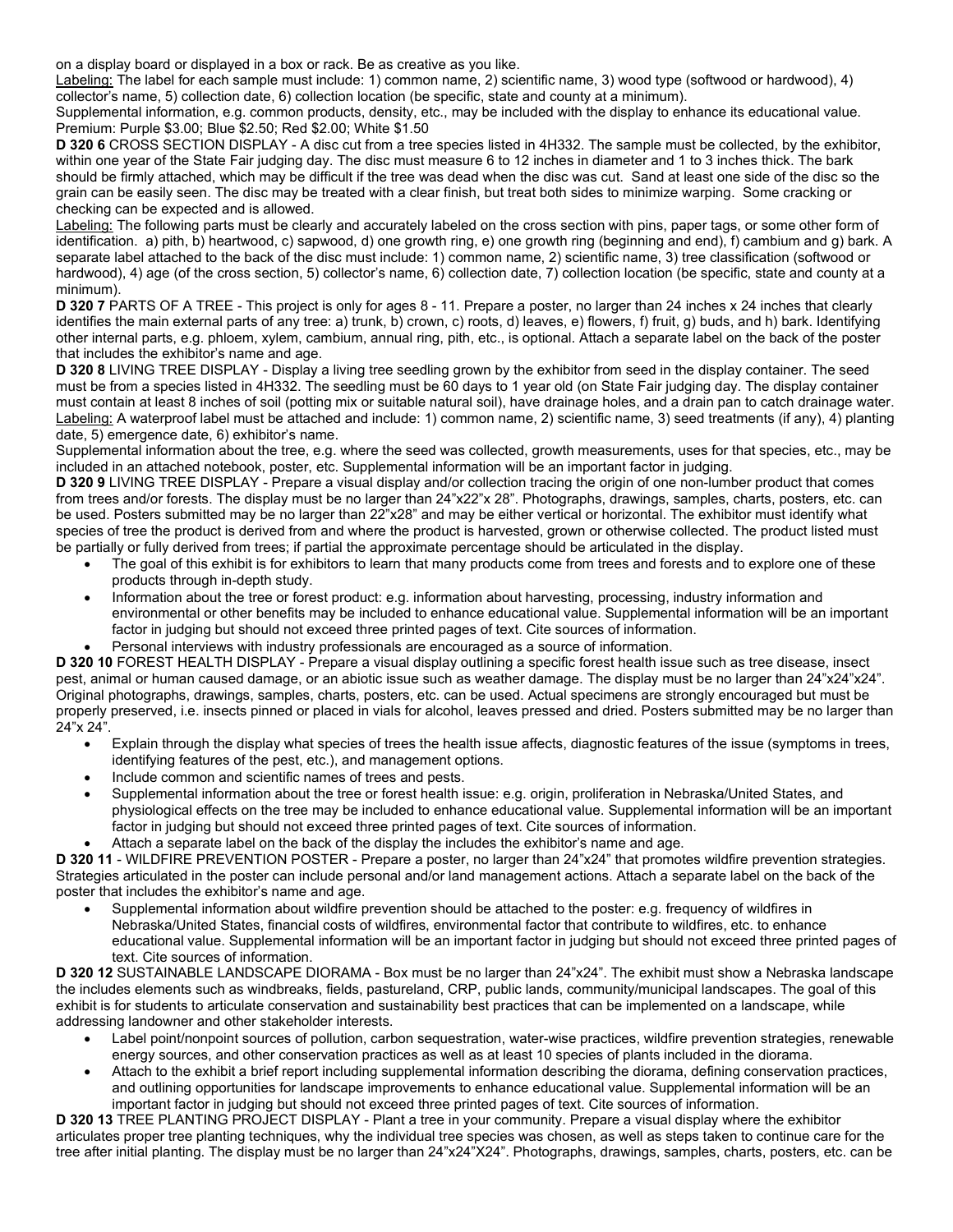on a display board or displayed in a box or rack. Be as creative as you like.

Labeling: The label for each sample must include: 1) common name, 2) scientific name, 3) wood type (softwood or hardwood), 4) collector's name, 5) collection date, 6) collection location (be specific, state and county at a minimum).

Supplemental information, e.g. common products, density, etc., may be included with the display to enhance its educational value.
Premium: Purple $3.00; Blue $2.50; Red $2.00; White $1.50

**D 320 6** CROSS SECTION DISPLAY - A disc cut from a tree species listed in 4H332. The sample must be collected, by the exhibitor, within one year of the State Fair judging day. The disc must measure 6 to 12 inches in diameter and 1 to 3 inches thick. The bark should be firmly attached, which may be difficult if the tree was dead when the disc was cut. Sand at least one side of the disc so the grain can be easily seen. The disc may be treated with a clear finish, but treat both sides to minimize warping. Some cracking or checking can be expected and is allowed.

Labeling: The following parts must be clearly and accurately labeled on the cross section with pins, paper tags, or some other form of identification. a) pith, b) heartwood, c) sapwood, d) one growth ring, e) one growth ring (beginning and end), f) cambium and g) bark. A separate label attached to the back of the disc must include: 1) common name, 2) scientific name, 3) tree classification (softwood or hardwood), 4) age (of the cross section, 5) collector's name, 6) collection date, 7) collection location (be specific, state and county at a minimum).

**D 320 7** PARTS OF A TREE - This project is only for ages 8 - 11. Prepare a poster, no larger than 24 inches x 24 inches that clearly identifies the main external parts of any tree: a) trunk, b) crown, c) roots, d) leaves, e) flowers, f) fruit, g) buds, and h) bark. Identifying other internal parts, e.g. phloem, xylem, cambium, annual ring, pith, etc., is optional. Attach a separate label on the back of the poster that includes the exhibitor's name and age.

**D 320 8** LIVING TREE DISPLAY - Display a living tree seedling grown by the exhibitor from seed in the display container. The seed must be from a species listed in 4H332. The seedling must be 60 days to 1 year old (on State Fair judging day. The display container must contain at least 8 inches of soil (potting mix or suitable natural soil), have drainage holes, and a drain pan to catch drainage water.
Labeling: A waterproof label must be attached and include: 1) common name, 2) scientific name, 3) seed treatments (if any), 4) planting date, 5) emergence date, 6) exhibitor's name.

Supplemental information about the tree, e.g. where the seed was collected, growth measurements, uses for that species, etc., may be included in an attached notebook, poster, etc. Supplemental information will be an important factor in judging.

**D 320 9** LIVING TREE DISPLAY - Prepare a visual display and/or collection tracing the origin of one non-lumber product that comes from trees and/or forests. The display must be no larger than 24"x22"x 28". Photographs, drawings, samples, charts, posters, etc. can be used. Posters submitted may be no larger than 22"x28" and may be either vertical or horizontal. The exhibitor must identify what species of tree the product is derived from and where the product is harvested, grown or otherwise collected. The product listed must be partially or fully derived from trees; if partial the approximate percentage should be articulated in the display.

- The goal of this exhibit is for exhibitors to learn that many products come from trees and forests and to explore one of these products through in-depth study.
- Information about the tree or forest product: e.g. information about harvesting, processing, industry information and environmental or other benefits may be included to enhance educational value. Supplemental information will be an important factor in judging but should not exceed three printed pages of text. Cite sources of information.
- Personal interviews with industry professionals are encouraged as a source of information.

**D 320 10** FOREST HEALTH DISPLAY - Prepare a visual display outlining a specific forest health issue such as tree disease, insect pest, animal or human caused damage, or an abiotic issue such as weather damage. The display must be no larger than 24"x24"x24". Original photographs, drawings, samples, charts, posters, etc. can be used. Actual specimens are strongly encouraged but must be properly preserved, i.e. insects pinned or placed in vials for alcohol, leaves pressed and dried. Posters submitted may be no larger than 24"x 24".

- Explain through the display what species of trees the health issue affects, diagnostic features of the issue (symptoms in trees, identifying features of the pest, etc.), and management options.
- Include common and scientific names of trees and pests.
- Supplemental information about the tree or forest health issue: e.g. origin, proliferation in Nebraska/United States, and physiological effects on the tree may be included to enhance educational value. Supplemental information will be an important factor in judging but should not exceed three printed pages of text. Cite sources of information.
- Attach a separate label on the back of the display the includes the exhibitor's name and age.

**D 320 11** - WILDFIRE PREVENTION POSTER - Prepare a poster, no larger than 24"x24" that promotes wildfire prevention strategies. Strategies articulated in the poster can include personal and/or land management actions. Attach a separate label on the back of the poster that includes the exhibitor's name and age.

- Supplemental information about wildfire prevention should be attached to the poster: e.g. frequency of wildfires in Nebraska/United States, financial costs of wildfires, environmental factor that contribute to wildfires, etc. to enhance educational value. Supplemental information will be an important factor in judging but should not exceed three printed pages of text. Cite sources of information.

**D 320 12** SUSTAINABLE LANDSCAPE DIORAMA - Box must be no larger than 24"x24". The exhibit must show a Nebraska landscape the includes elements such as windbreaks, fields, pastureland, CRP, public lands, community/municipal landscapes. The goal of this exhibit is for students to articulate conservation and sustainability best practices that can be implemented on a landscape, while addressing landowner and other stakeholder interests.

- Label point/nonpoint sources of pollution, carbon sequestration, water-wise practices, wildfire prevention strategies, renewable energy sources, and other conservation practices as well as at least 10 species of plants included in the diorama.
- Attach to the exhibit a brief report including supplemental information describing the diorama, defining conservation practices, and outlining opportunities for landscape improvements to enhance educational value. Supplemental information will be an important factor in judging but should not exceed three printed pages of text. Cite sources of information.

**D 320 13** TREE PLANTING PROJECT DISPLAY - Plant a tree in your community. Prepare a visual display where the exhibitor articulates proper tree planting techniques, why the individual tree species was chosen, as well as steps taken to continue care for the tree after initial planting. The display must be no larger than 24"x24"X24". Photographs, drawings, samples, charts, posters, etc. can be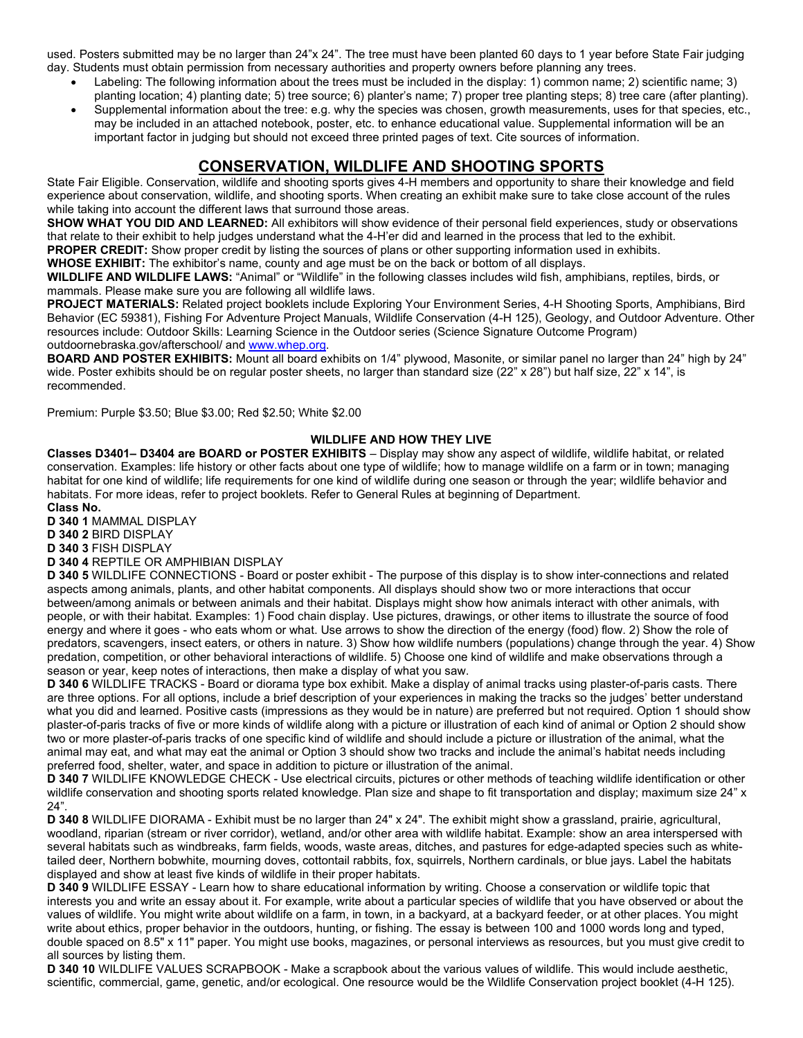used. Posters submitted may be no larger than 24"x 24". The tree must have been planted 60 days to 1 year before State Fair judging day. Students must obtain permission from necessary authorities and property owners before planning any trees.

- Labeling: The following information about the trees must be included in the display: 1) common name; 2) scientific name; 3) planting location; 4) planting date; 5) tree source; 6) planter's name; 7) proper tree planting steps; 8) tree care (after planting).
- Supplemental information about the tree: e.g. why the species was chosen, growth measurements, uses for that species, etc., may be included in an attached notebook, poster, etc. to enhance educational value. Supplemental information will be an important factor in judging but should not exceed three printed pages of text. Cite sources of information.

## CONSERVATION, WILDLIFE AND SHOOTING SPORTS

State Fair Eligible. Conservation, wildlife and shooting sports gives 4-H members and opportunity to share their knowledge and field experience about conservation, wildlife, and shooting sports. When creating an exhibit make sure to take close account of the rules while taking into account the different laws that surround those areas.

**SHOW WHAT YOU DID AND LEARNED:** All exhibitors will show evidence of their personal field experiences, study or observations that relate to their exhibit to help judges understand what the 4-H'er did and learned in the process that led to the exhibit.

**PROPER CREDIT:** Show proper credit by listing the sources of plans or other supporting information used in exhibits.

**WHOSE EXHIBIT:** The exhibitor's name, county and age must be on the back or bottom of all displays.

**WILDLIFE AND WILDLIFE LAWS:** "Animal" or "Wildlife" in the following classes includes wild fish, amphibians, reptiles, birds, or mammals. Please make sure you are following all wildlife laws.

**PROJECT MATERIALS:** Related project booklets include Exploring Your Environment Series, 4-H Shooting Sports, Amphibians, Bird Behavior (EC 59381), Fishing For Adventure Project Manuals, Wildlife Conservation (4-H 125), Geology, and Outdoor Adventure. Other resources include: Outdoor Skills: Learning Science in the Outdoor series (Science Signature Outcome Program) outdoornebraska.gov/afterschool/ and www.whep.org.

**BOARD AND POSTER EXHIBITS:** Mount all board exhibits on 1/4" plywood, Masonite, or similar panel no larger than 24" high by 24" wide. Poster exhibits should be on regular poster sheets, no larger than standard size (22" x 28") but half size, 22" x 14", is recommended.

Premium: Purple $3.50; Blue $3.00; Red $2.50; White $2.00

### WILDLIFE AND HOW THEY LIVE

**Classes D3401– D3404 are BOARD or POSTER EXHIBITS** – Display may show any aspect of wildlife, wildlife habitat, or related conservation. Examples: life history or other facts about one type of wildlife; how to manage wildlife on a farm or in town; managing habitat for one kind of wildlife; life requirements for one kind of wildlife during one season or through the year; wildlife behavior and habitats. For more ideas, refer to project booklets. Refer to General Rules at beginning of Department.

**Class No.**

**D 340 1** MAMMAL DISPLAY

**D 340 2** BIRD DISPLAY

**D 340 3** FISH DISPLAY

**D 340 4** REPTILE OR AMPHIBIAN DISPLAY

**D 340 5** WILDLIFE CONNECTIONS - Board or poster exhibit - The purpose of this display is to show inter-connections and related aspects among animals, plants, and other habitat components. All displays should show two or more interactions that occur between/among animals or between animals and their habitat. Displays might show how animals interact with other animals, with people, or with their habitat. Examples: 1) Food chain display. Use pictures, drawings, or other items to illustrate the source of food energy and where it goes - who eats whom or what. Use arrows to show the direction of the energy (food) flow. 2) Show the role of predators, scavengers, insect eaters, or others in nature. 3) Show how wildlife numbers (populations) change through the year. 4) Show predation, competition, or other behavioral interactions of wildlife. 5) Choose one kind of wildlife and make observations through a season or year, keep notes of interactions, then make a display of what you saw.

**D 340 6** WILDLIFE TRACKS - Board or diorama type box exhibit. Make a display of animal tracks using plaster-of-paris casts. There are three options. For all options, include a brief description of your experiences in making the tracks so the judges' better understand what you did and learned. Positive casts (impressions as they would be in nature) are preferred but not required. Option 1 should show plaster-of-paris tracks of five or more kinds of wildlife along with a picture or illustration of each kind of animal or Option 2 should show two or more plaster-of-paris tracks of one specific kind of wildlife and should include a picture or illustration of the animal, what the animal may eat, and what may eat the animal or Option 3 should show two tracks and include the animal's habitat needs including preferred food, shelter, water, and space in addition to picture or illustration of the animal.

**D 340 7** WILDLIFE KNOWLEDGE CHECK - Use electrical circuits, pictures or other methods of teaching wildlife identification or other wildlife conservation and shooting sports related knowledge. Plan size and shape to fit transportation and display; maximum size 24" x 24".

**D 340 8** WILDLIFE DIORAMA - Exhibit must be no larger than 24" x 24". The exhibit might show a grassland, prairie, agricultural, woodland, riparian (stream or river corridor), wetland, and/or other area with wildlife habitat. Example: show an area interspersed with several habitats such as windbreaks, farm fields, woods, waste areas, ditches, and pastures for edge-adapted species such as white-tailed deer, Northern bobwhite, mourning doves, cottontail rabbits, fox, squirrels, Northern cardinals, or blue jays. Label the habitats displayed and show at least five kinds of wildlife in their proper habitats.

**D 340 9** WILDLIFE ESSAY - Learn how to share educational information by writing. Choose a conservation or wildlife topic that interests you and write an essay about it. For example, write about a particular species of wildlife that you have observed or about the values of wildlife. You might write about wildlife on a farm, in town, in a backyard, at a backyard feeder, or at other places. You might write about ethics, proper behavior in the outdoors, hunting, or fishing. The essay is between 100 and 1000 words long and typed, double spaced on 8.5" x 11" paper. You might use books, magazines, or personal interviews as resources, but you must give credit to all sources by listing them.

**D 340 10** WILDLIFE VALUES SCRAPBOOK - Make a scrapbook about the various values of wildlife. This would include aesthetic, scientific, commercial, game, genetic, and/or ecological. One resource would be the Wildlife Conservation project booklet (4-H 125).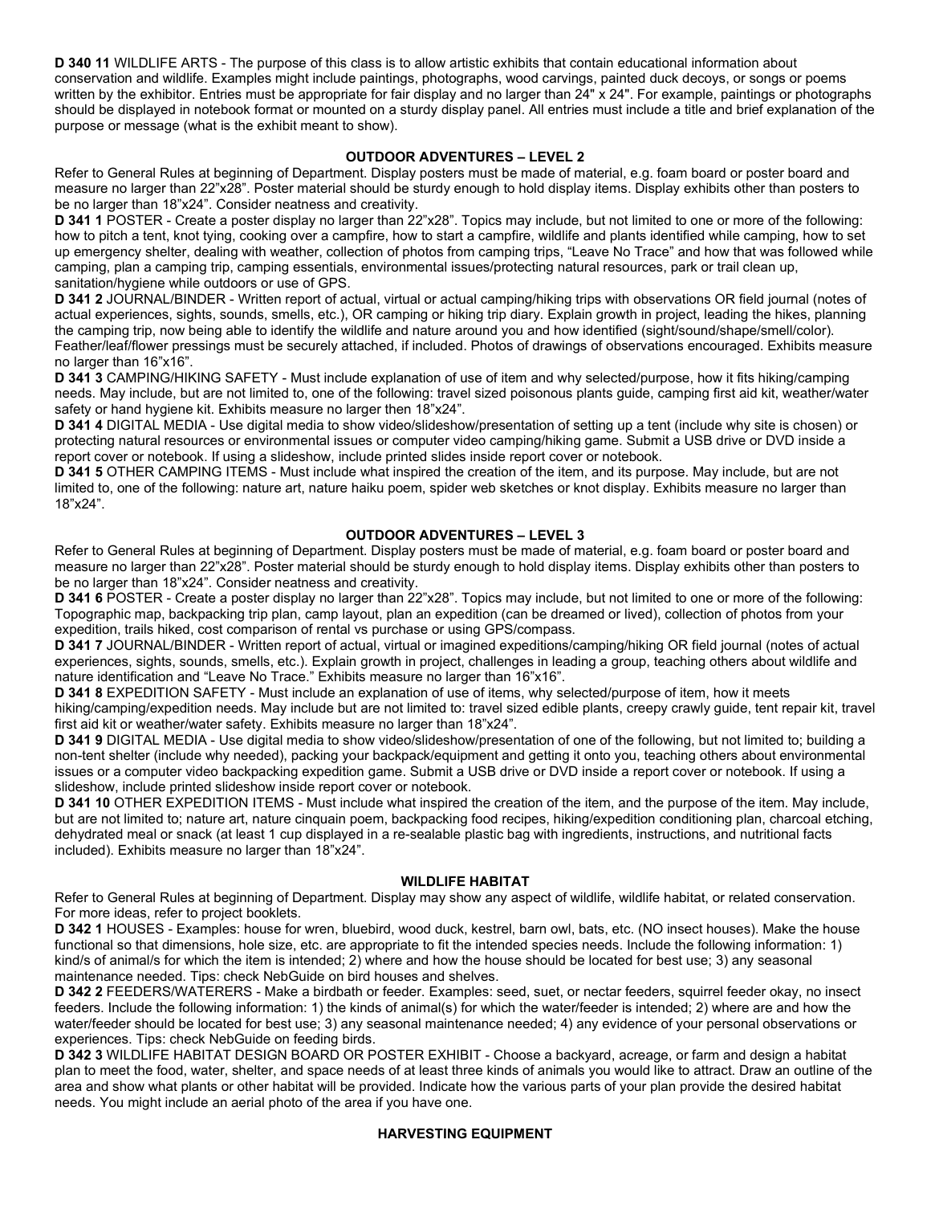**D 340 11** WILDLIFE ARTS - The purpose of this class is to allow artistic exhibits that contain educational information about conservation and wildlife. Examples might include paintings, photographs, wood carvings, painted duck decoys, or songs or poems written by the exhibitor. Entries must be appropriate for fair display and no larger than 24" x 24". For example, paintings or photographs should be displayed in notebook format or mounted on a sturdy display panel. All entries must include a title and brief explanation of the purpose or message (what is the exhibit meant to show).

## OUTDOOR ADVENTURES – LEVEL 2

Refer to General Rules at beginning of Department. Display posters must be made of material, e.g. foam board or poster board and measure no larger than 22"x28". Poster material should be sturdy enough to hold display items. Display exhibits other than posters to be no larger than 18"x24". Consider neatness and creativity.

**D 341 1** POSTER - Create a poster display no larger than 22"x28". Topics may include, but not limited to one or more of the following: how to pitch a tent, knot tying, cooking over a campfire, how to start a campfire, wildlife and plants identified while camping, how to set up emergency shelter, dealing with weather, collection of photos from camping trips, "Leave No Trace" and how that was followed while camping, plan a camping trip, camping essentials, environmental issues/protecting natural resources, park or trail clean up, sanitation/hygiene while outdoors or use of GPS.

**D 341 2** JOURNAL/BINDER - Written report of actual, virtual or actual camping/hiking trips with observations OR field journal (notes of actual experiences, sights, sounds, smells, etc.), OR camping or hiking trip diary. Explain growth in project, leading the hikes, planning the camping trip, now being able to identify the wildlife and nature around you and how identified (sight/sound/shape/smell/color). Feather/leaf/flower pressings must be securely attached, if included. Photos of drawings of observations encouraged. Exhibits measure no larger than 16"x16".

**D 341 3** CAMPING/HIKING SAFETY - Must include explanation of use of item and why selected/purpose, how it fits hiking/camping needs. May include, but are not limited to, one of the following: travel sized poisonous plants guide, camping first aid kit, weather/water safety or hand hygiene kit. Exhibits measure no larger then 18"x24".

**D 341 4** DIGITAL MEDIA - Use digital media to show video/slideshow/presentation of setting up a tent (include why site is chosen) or protecting natural resources or environmental issues or computer video camping/hiking game. Submit a USB drive or DVD inside a report cover or notebook. If using a slideshow, include printed slides inside report cover or notebook.

**D 341 5** OTHER CAMPING ITEMS - Must include what inspired the creation of the item, and its purpose. May include, but are not limited to, one of the following: nature art, nature haiku poem, spider web sketches or knot display. Exhibits measure no larger than 18"x24".

## OUTDOOR ADVENTURES – LEVEL 3

Refer to General Rules at beginning of Department. Display posters must be made of material, e.g. foam board or poster board and measure no larger than 22"x28". Poster material should be sturdy enough to hold display items. Display exhibits other than posters to be no larger than 18"x24". Consider neatness and creativity.

**D 341 6** POSTER - Create a poster display no larger than 22"x28". Topics may include, but not limited to one or more of the following: Topographic map, backpacking trip plan, camp layout, plan an expedition (can be dreamed or lived), collection of photos from your expedition, trails hiked, cost comparison of rental vs purchase or using GPS/compass.

**D 341 7** JOURNAL/BINDER - Written report of actual, virtual or imagined expeditions/camping/hiking OR field journal (notes of actual experiences, sights, sounds, smells, etc.). Explain growth in project, challenges in leading a group, teaching others about wildlife and nature identification and "Leave No Trace." Exhibits measure no larger than 16"x16".

**D 341 8** EXPEDITION SAFETY - Must include an explanation of use of items, why selected/purpose of item, how it meets hiking/camping/expedition needs. May include but are not limited to: travel sized edible plants, creepy crawly guide, tent repair kit, travel first aid kit or weather/water safety. Exhibits measure no larger than 18"x24".

**D 341 9** DIGITAL MEDIA - Use digital media to show video/slideshow/presentation of one of the following, but not limited to; building a non-tent shelter (include why needed), packing your backpack/equipment and getting it onto you, teaching others about environmental issues or a computer video backpacking expedition game. Submit a USB drive or DVD inside a report cover or notebook. If using a slideshow, include printed slideshow inside report cover or notebook.

**D 341 10** OTHER EXPEDITION ITEMS - Must include what inspired the creation of the item, and the purpose of the item. May include, but are not limited to; nature art, nature cinquain poem, backpacking food recipes, hiking/expedition conditioning plan, charcoal etching, dehydrated meal or snack (at least 1 cup displayed in a re-sealable plastic bag with ingredients, instructions, and nutritional facts included). Exhibits measure no larger than 18"x24".

## WILDLIFE HABITAT

Refer to General Rules at beginning of Department. Display may show any aspect of wildlife, wildlife habitat, or related conservation. For more ideas, refer to project booklets.

**D 342 1** HOUSES - Examples: house for wren, bluebird, wood duck, kestrel, barn owl, bats, etc. (NO insect houses). Make the house functional so that dimensions, hole size, etc. are appropriate to fit the intended species needs. Include the following information: 1) kind/s of animal/s for which the item is intended; 2) where and how the house should be located for best use; 3) any seasonal maintenance needed. Tips: check NebGuide on bird houses and shelves.

**D 342 2** FEEDERS/WATERERS - Make a birdbath or feeder. Examples: seed, suet, or nectar feeders, squirrel feeder okay, no insect feeders. Include the following information: 1) the kinds of animal(s) for which the water/feeder is intended; 2) where are and how the water/feeder should be located for best use; 3) any seasonal maintenance needed; 4) any evidence of your personal observations or experiences. Tips: check NebGuide on feeding birds.

**D 342 3** WILDLIFE HABITAT DESIGN BOARD OR POSTER EXHIBIT - Choose a backyard, acreage, or farm and design a habitat plan to meet the food, water, shelter, and space needs of at least three kinds of animals you would like to attract. Draw an outline of the area and show what plants or other habitat will be provided. Indicate how the various parts of your plan provide the desired habitat needs. You might include an aerial photo of the area if you have one.

## HARVESTING EQUIPMENT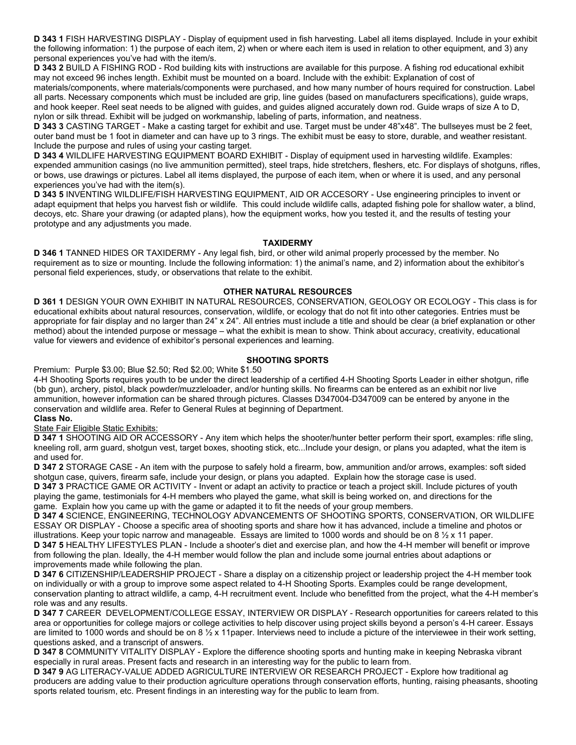**D 343 1** FISH HARVESTING DISPLAY - Display of equipment used in fish harvesting. Label all items displayed. Include in your exhibit the following information: 1) the purpose of each item, 2) when or where each item is used in relation to other equipment, and 3) any personal experiences you've had with the item/s.

**D 343 2** BUILD A FISHING ROD - Rod building kits with instructions are available for this purpose. A fishing rod educational exhibit may not exceed 96 inches length. Exhibit must be mounted on a board. Include with the exhibit: Explanation of cost of materials/components, where materials/components were purchased, and how many number of hours required for construction. Label all parts. Necessary components which must be included are grip, line guides (based on manufacturers specifications), guide wraps, and hook keeper. Reel seat needs to be aligned with guides, and guides aligned accurately down rod. Guide wraps of size A to D, nylon or silk thread. Exhibit will be judged on workmanship, labeling of parts, information, and neatness.

**D 343 3** CASTING TARGET - Make a casting target for exhibit and use. Target must be under 48"x48". The bullseyes must be 2 feet, outer band must be 1 foot in diameter and can have up to 3 rings. The exhibit must be easy to store, durable, and weather resistant. Include the purpose and rules of using your casting target.

**D 343 4** WILDLIFE HARVESTING EQUIPMENT BOARD EXHIBIT - Display of equipment used in harvesting wildlife. Examples: expended ammunition casings (no live ammunition permitted), steel traps, hide stretchers, fleshers, etc. For displays of shotguns, rifles, or bows, use drawings or pictures. Label all items displayed, the purpose of each item, when or where it is used, and any personal experiences you've had with the item(s).

**D 343 5** INVENTING WILDLIFE/FISH HARVESTING EQUIPMENT, AID OR ACCESORY - Use engineering principles to invent or adapt equipment that helps you harvest fish or wildlife. This could include wildlife calls, adapted fishing pole for shallow water, a blind, decoys, etc. Share your drawing (or adapted plans), how the equipment works, how you tested it, and the results of testing your prototype and any adjustments you made.

### TAXIDERMY

**D 346 1** TANNED HIDES OR TAXIDERMY - Any legal fish, bird, or other wild animal properly processed by the member. No requirement as to size or mounting. Include the following information: 1) the animal's name, and 2) information about the exhibitor's personal field experiences, study, or observations that relate to the exhibit.

### OTHER NATURAL RESOURCES

**D 361 1** DESIGN YOUR OWN EXHIBIT IN NATURAL RESOURCES, CONSERVATION, GEOLOGY OR ECOLOGY - This class is for educational exhibits about natural resources, conservation, wildlife, or ecology that do not fit into other categories. Entries must be appropriate for fair display and no larger than 24" x 24". All entries must include a title and should be clear (a brief explanation or other method) about the intended purpose or message – what the exhibit is mean to show. Think about accuracy, creativity, educational value for viewers and evidence of exhibitor's personal experiences and learning.

### SHOOTING SPORTS

Premium: Purple $3.00; Blue $2.50; Red $2.00; White $1.50

4-H Shooting Sports requires youth to be under the direct leadership of a certified 4-H Shooting Sports Leader in either shotgun, rifle (bb gun), archery, pistol, black powder/muzzleloader, and/or hunting skills. No firearms can be entered as an exhibit nor live ammunition, however information can be shared through pictures. Classes D347004-D347009 can be entered by anyone in the conservation and wildlife area. Refer to General Rules at beginning of Department.

**Class No.**

State Fair Eligible Static Exhibits:

**D 347 1** SHOOTING AID OR ACCESSORY - Any item which helps the shooter/hunter better perform their sport, examples: rifle sling, kneeling roll, arm guard, shotgun vest, target boxes, shooting stick, etc...Include your design, or plans you adapted, what the item is and used for.

**D 347 2** STORAGE CASE - An item with the purpose to safely hold a firearm, bow, ammunition and/or arrows, examples: soft sided shotgun case, quivers, firearm safe, include your design, or plans you adapted. Explain how the storage case is used.

**D 347 3** PRACTICE GAME OR ACTIVITY - Invent or adapt an activity to practice or teach a project skill. Include pictures of youth playing the game, testimonials for 4-H members who played the game, what skill is being worked on, and directions for the game. Explain how you came up with the game or adapted it to fit the needs of your group members.

**D 347 4** SCIENCE, ENGINEERING, TECHNOLOGY ADVANCEMENTS OF SHOOTING SPORTS, CONSERVATION, OR WILDLIFE ESSAY OR DISPLAY - Choose a specific area of shooting sports and share how it has advanced, include a timeline and photos or illustrations. Keep your topic narrow and manageable. Essays are limited to 1000 words and should be on 8 ½ x 11 paper.

**D 347 5** HEALTHY LIFESTYLES PLAN - Include a shooter's diet and exercise plan, and how the 4-H member will benefit or improve from following the plan. Ideally, the 4-H member would follow the plan and include some journal entries about adaptions or improvements made while following the plan.

**D 347 6** CITIZENSHIP/LEADERSHIP PROJECT - Share a display on a citizenship project or leadership project the 4-H member took on individually or with a group to improve some aspect related to 4-H Shooting Sports. Examples could be range development, conservation planting to attract wildlife, a camp, 4-H recruitment event. Include who benefitted from the project, what the 4-H member's role was and any results.

**D 347 7** CAREER DEVELOPMENT/COLLEGE ESSAY, INTERVIEW OR DISPLAY - Research opportunities for careers related to this area or opportunities for college majors or college activities to help discover using project skills beyond a person's 4-H career. Essays are limited to 1000 words and should be on 8 ½ x 11paper. Interviews need to include a picture of the interviewee in their work setting, questions asked, and a transcript of answers.

**D 347 8** COMMUNITY VITALITY DISPLAY - Explore the difference shooting sports and hunting make in keeping Nebraska vibrant especially in rural areas. Present facts and research in an interesting way for the public to learn from.

**D 347 9** AG LITERACY-VALUE ADDED AGRICULTURE INTERVIEW OR RESEARCH PROJECT - Explore how traditional ag producers are adding value to their production agriculture operations through conservation efforts, hunting, raising pheasants, shooting sports related tourism, etc. Present findings in an interesting way for the public to learn from.